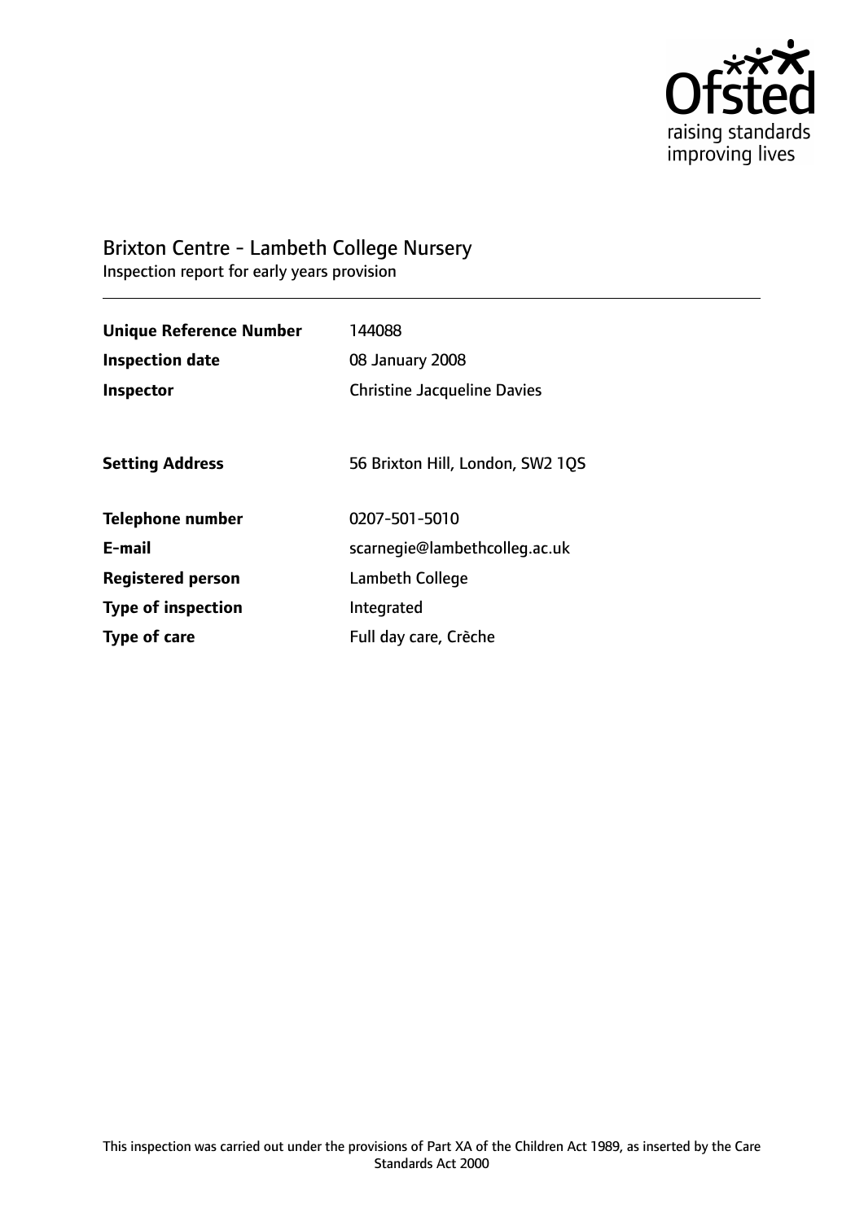# Brixton Centre - Lambeth College Nursery

Inspection report for early years provision

| | |
|---|---|
| **Unique Reference Number** | 144088 |
| **Inspection date** | 08 January 2008 |
| **Inspector** | Christine Jacqueline Davies |
| | |
| **Setting Address** | 56 Brixton Hill, London, SW2 1QS |
| | |
| **Telephone number** | 0207-501-5010 |
| **E-mail** | scarnegie@lambethcolleg.ac.uk |
| **Registered person** | Lambeth College |
| **Type of inspection** | Integrated |
| **Type of care** | Full day care, Crèche |

This inspection was carried out under the provisions of Part XA of the Children Act 1989, as inserted by the Care Standards Act 2000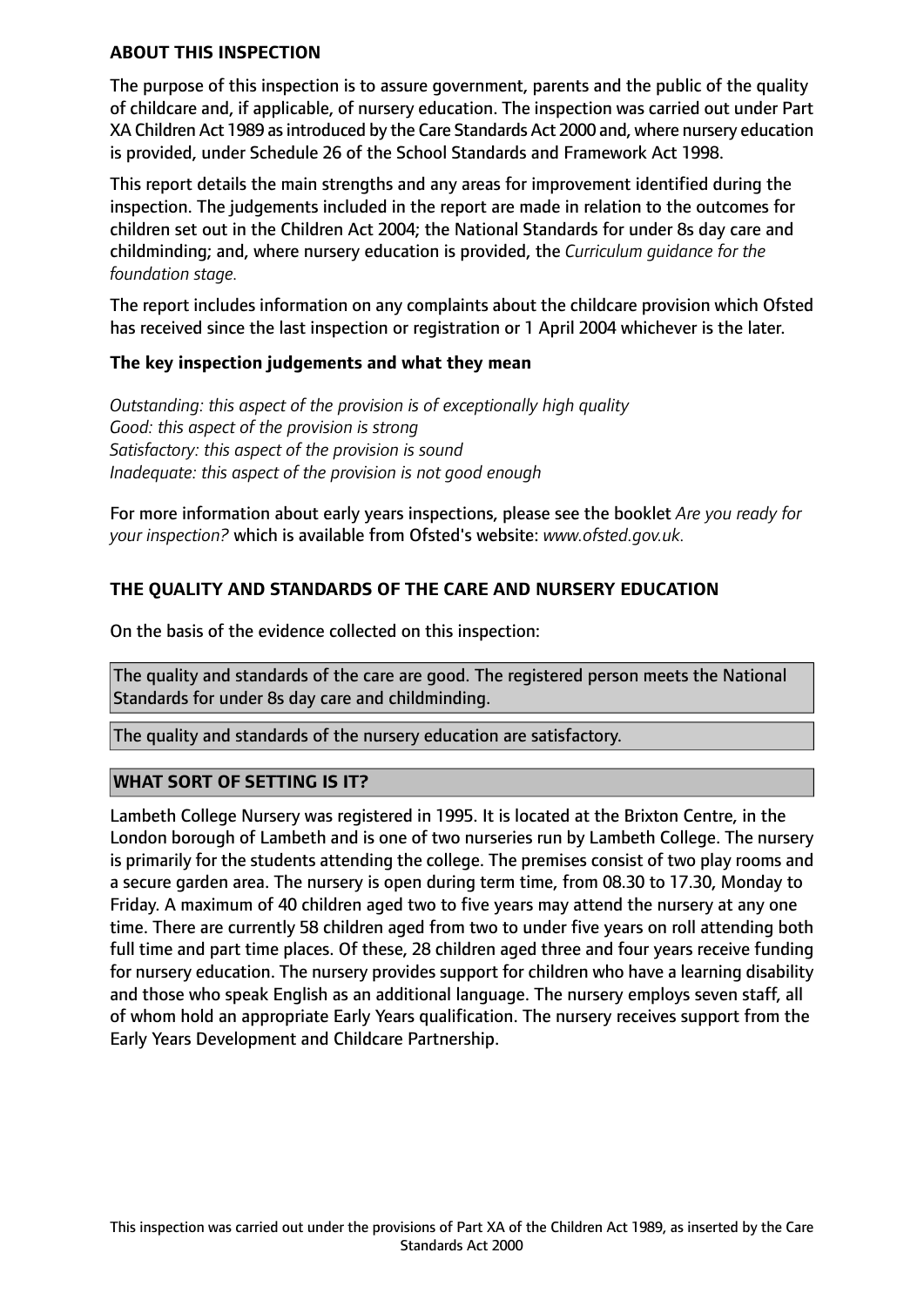**ABOUT THIS INSPECTION**

The purpose of this inspection is to assure government, parents and the public of the quality of childcare and, if applicable, of nursery education. The inspection was carried out under Part XA Children Act 1989 as introduced by the Care Standards Act 2000 and, where nursery education is provided, under Schedule 26 of the School Standards and Framework Act 1998.

This report details the main strengths and any areas for improvement identified during the inspection. The judgements included in the report are made in relation to the outcomes for children set out in the Children Act 2004; the National Standards for under 8s day care and childminding; and, where nursery education is provided, the *Curriculum guidance for the foundation stage.*

The report includes information on any complaints about the childcare provision which Ofsted has received since the last inspection or registration or 1 April 2004 whichever is the later.

**The key inspection judgements and what they mean**

*Outstanding: this aspect of the provision is of exceptionally high quality*
*Good: this aspect of the provision is strong*
*Satisfactory: this aspect of the provision is sound*
*Inadequate: this aspect of the provision is not good enough*

For more information about early years inspections, please see the booklet *Are you ready for your inspection?* which is available from Ofsted's website: *www.ofsted.gov.uk.*

**THE QUALITY AND STANDARDS OF THE CARE AND NURSERY EDUCATION**

On the basis of the evidence collected on this inspection:

The quality and standards of the care are good. The registered person meets the National Standards for under 8s day care and childminding.

The quality and standards of the nursery education are satisfactory.

**WHAT SORT OF SETTING IS IT?**

Lambeth College Nursery was registered in 1995. It is located at the Brixton Centre, in the London borough of Lambeth and is one of two nurseries run by Lambeth College. The nursery is primarily for the students attending the college. The premises consist of two play rooms and a secure garden area. The nursery is open during term time, from 08.30 to 17.30, Monday to Friday. A maximum of 40 children aged two to five years may attend the nursery at any one time. There are currently 58 children aged from two to under five years on roll attending both full time and part time places. Of these, 28 children aged three and four years receive funding for nursery education. The nursery provides support for children who have a learning disability and those who speak English as an additional language. The nursery employs seven staff, all of whom hold an appropriate Early Years qualification. The nursery receives support from the Early Years Development and Childcare Partnership.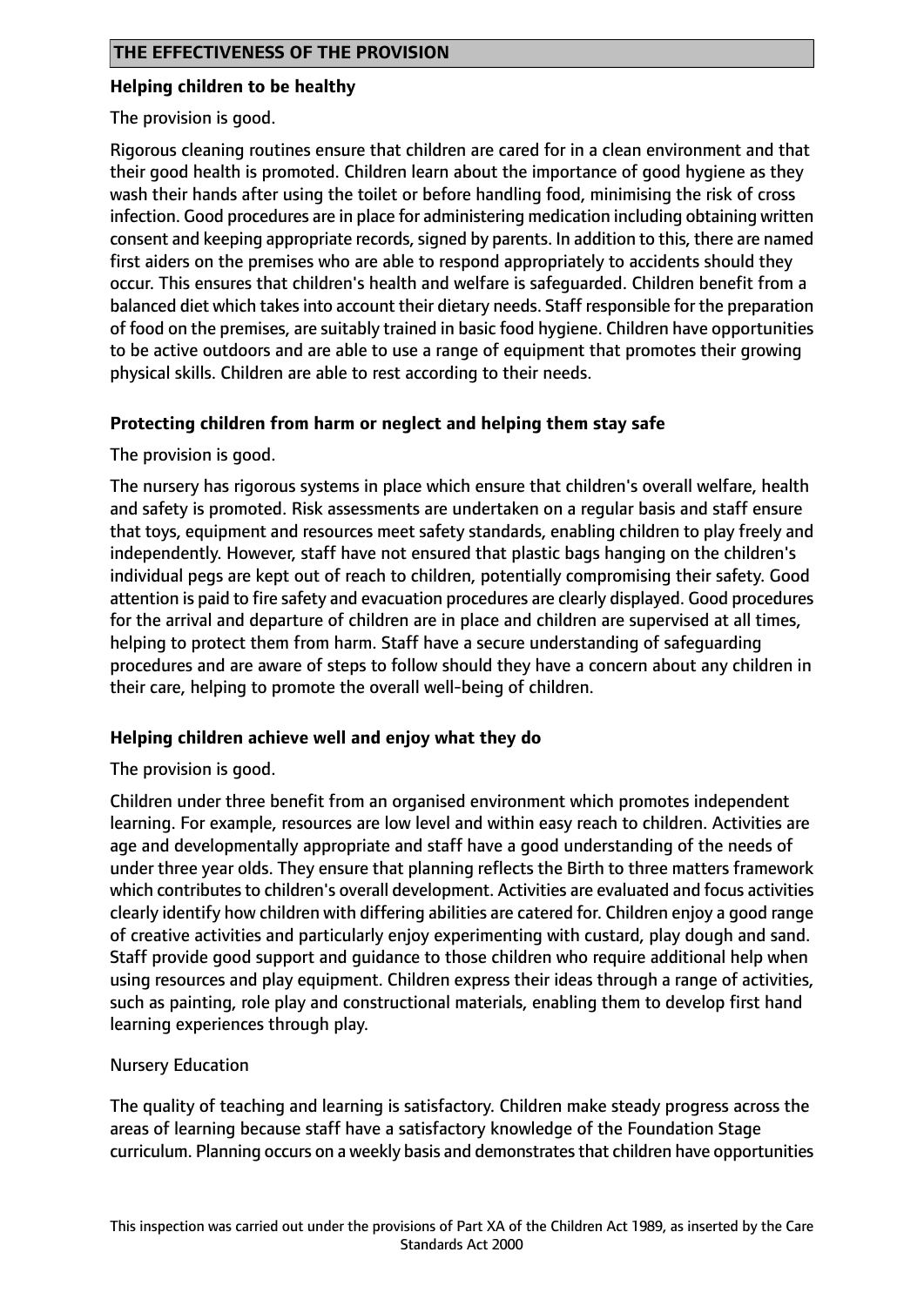## THE EFFECTIVENESS OF THE PROVISION

### Helping children to be healthy

The provision is good.

Rigorous cleaning routines ensure that children are cared for in a clean environment and that their good health is promoted. Children learn about the importance of good hygiene as they wash their hands after using the toilet or before handling food, minimising the risk of cross infection. Good procedures are in place for administering medication including obtaining written consent and keeping appropriate records, signed by parents. In addition to this, there are named first aiders on the premises who are able to respond appropriately to accidents should they occur. This ensures that children's health and welfare is safeguarded. Children benefit from a balanced diet which takes into account their dietary needs. Staff responsible for the preparation of food on the premises, are suitably trained in basic food hygiene. Children have opportunities to be active outdoors and are able to use a range of equipment that promotes their growing physical skills. Children are able to rest according to their needs.

### Protecting children from harm or neglect and helping them stay safe

The provision is good.

The nursery has rigorous systems in place which ensure that children's overall welfare, health and safety is promoted. Risk assessments are undertaken on a regular basis and staff ensure that toys, equipment and resources meet safety standards, enabling children to play freely and independently. However, staff have not ensured that plastic bags hanging on the children's individual pegs are kept out of reach to children, potentially compromising their safety. Good attention is paid to fire safety and evacuation procedures are clearly displayed. Good procedures for the arrival and departure of children are in place and children are supervised at all times, helping to protect them from harm. Staff have a secure understanding of safeguarding procedures and are aware of steps to follow should they have a concern about any children in their care, helping to promote the overall well-being of children.

### Helping children achieve well and enjoy what they do

The provision is good.

Children under three benefit from an organised environment which promotes independent learning. For example, resources are low level and within easy reach to children. Activities are age and developmentally appropriate and staff have a good understanding of the needs of under three year olds. They ensure that planning reflects the Birth to three matters framework which contributes to children's overall development. Activities are evaluated and focus activities clearly identify how children with differing abilities are catered for. Children enjoy a good range of creative activities and particularly enjoy experimenting with custard, play dough and sand. Staff provide good support and guidance to those children who require additional help when using resources and play equipment. Children express their ideas through a range of activities, such as painting, role play and constructional materials, enabling them to develop first hand learning experiences through play.

Nursery Education

The quality of teaching and learning is satisfactory. Children make steady progress across the areas of learning because staff have a satisfactory knowledge of the Foundation Stage curriculum. Planning occurs on a weekly basis and demonstrates that children have opportunities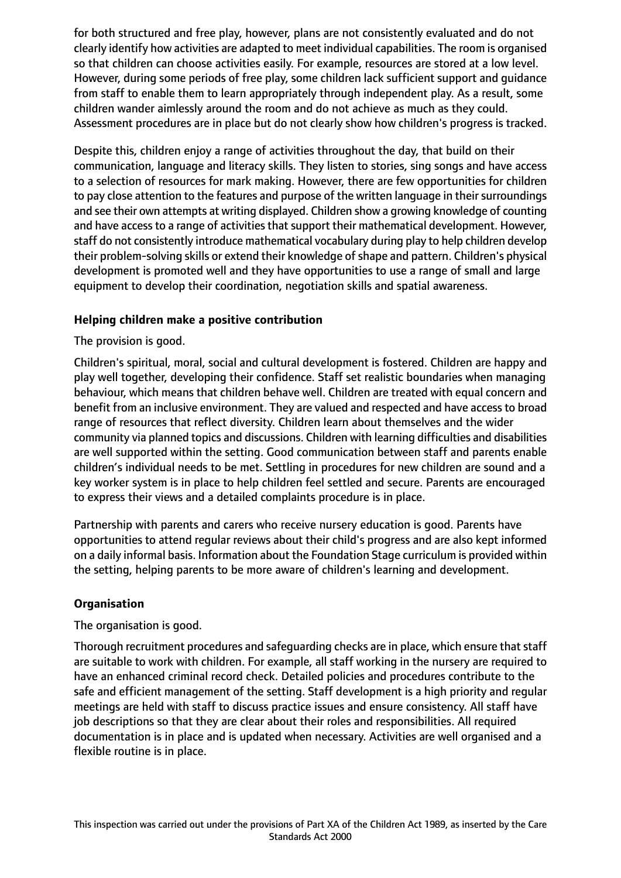for both structured and free play, however, plans are not consistently evaluated and do not clearly identify how activities are adapted to meet individual capabilities. The room is organised so that children can choose activities easily. For example, resources are stored at a low level. However, during some periods of free play, some children lack sufficient support and guidance from staff to enable them to learn appropriately through independent play. As a result, some children wander aimlessly around the room and do not achieve as much as they could. Assessment procedures are in place but do not clearly show how children's progress is tracked.

Despite this, children enjoy a range of activities throughout the day, that build on their communication, language and literacy skills. They listen to stories, sing songs and have access to a selection of resources for mark making. However, there are few opportunities for children to pay close attention to the features and purpose of the written language in their surroundings and see their own attempts at writing displayed. Children show a growing knowledge of counting and have access to a range of activities that support their mathematical development. However, staff do not consistently introduce mathematical vocabulary during play to help children develop their problem-solving skills or extend their knowledge of shape and pattern. Children's physical development is promoted well and they have opportunities to use a range of small and large equipment to develop their coordination, negotiation skills and spatial awareness.

**Helping children make a positive contribution**

The provision is good.

Children's spiritual, moral, social and cultural development is fostered. Children are happy and play well together, developing their confidence. Staff set realistic boundaries when managing behaviour, which means that children behave well. Children are treated with equal concern and benefit from an inclusive environment. They are valued and respected and have access to broad range of resources that reflect diversity. Children learn about themselves and the wider community via planned topics and discussions. Children with learning difficulties and disabilities are well supported within the setting. Good communication between staff and parents enable children’s individual needs to be met. Settling in procedures for new children are sound and a key worker system is in place to help children feel settled and secure. Parents are encouraged to express their views and a detailed complaints procedure is in place.

Partnership with parents and carers who receive nursery education is good. Parents have opportunities to attend regular reviews about their child's progress and are also kept informed on a daily informal basis. Information about the Foundation Stage curriculum is provided within the setting, helping parents to be more aware of children's learning and development.

**Organisation**

The organisation is good.

Thorough recruitment procedures and safeguarding checks are in place, which ensure that staff are suitable to work with children. For example, all staff working in the nursery are required to have an enhanced criminal record check. Detailed policies and procedures contribute to the safe and efficient management of the setting. Staff development is a high priority and regular meetings are held with staff to discuss practice issues and ensure consistency. All staff have job descriptions so that they are clear about their roles and responsibilities. All required documentation is in place and is updated when necessary. Activities are well organised and a flexible routine is in place.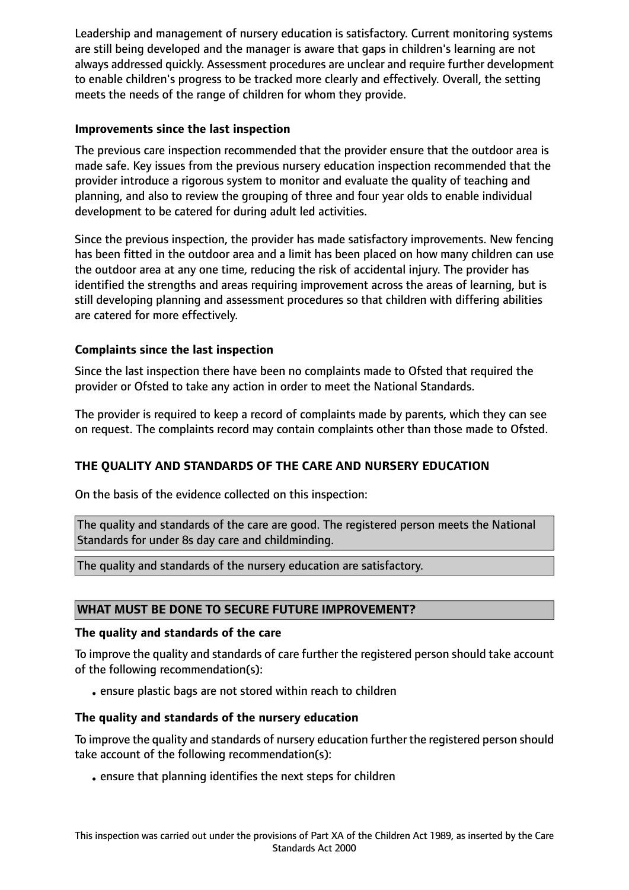Leadership and management of nursery education is satisfactory. Current monitoring systems are still being developed and the manager is aware that gaps in children's learning are not always addressed quickly. Assessment procedures are unclear and require further development to enable children's progress to be tracked more clearly and effectively. Overall, the setting meets the needs of the range of children for whom they provide.

**Improvements since the last inspection**

The previous care inspection recommended that the provider ensure that the outdoor area is made safe. Key issues from the previous nursery education inspection recommended that the provider introduce a rigorous system to monitor and evaluate the quality of teaching and planning, and also to review the grouping of three and four year olds to enable individual development to be catered for during adult led activities.

Since the previous inspection, the provider has made satisfactory improvements. New fencing has been fitted in the outdoor area and a limit has been placed on how many children can use the outdoor area at any one time, reducing the risk of accidental injury. The provider has identified the strengths and areas requiring improvement across the areas of learning, but is still developing planning and assessment procedures so that children with differing abilities are catered for more effectively.

**Complaints since the last inspection**

Since the last inspection there have been no complaints made to Ofsted that required the provider or Ofsted to take any action in order to meet the National Standards.

The provider is required to keep a record of complaints made by parents, which they can see on request. The complaints record may contain complaints other than those made to Ofsted.

**THE QUALITY AND STANDARDS OF THE CARE AND NURSERY EDUCATION**

On the basis of the evidence collected on this inspection:

The quality and standards of the care are good. The registered person meets the National Standards for under 8s day care and childminding.

The quality and standards of the nursery education are satisfactory.

**WHAT MUST BE DONE TO SECURE FUTURE IMPROVEMENT?**

**The quality and standards of the care**

To improve the quality and standards of care further the registered person should take account of the following recommendation(s):

- ensure plastic bags are not stored within reach to children

**The quality and standards of the nursery education**

To improve the quality and standards of nursery education further the registered person should take account of the following recommendation(s):

- ensure that planning identifies the next steps for children

This inspection was carried out under the provisions of Part XA of the Children Act 1989, as inserted by the Care Standards Act 2000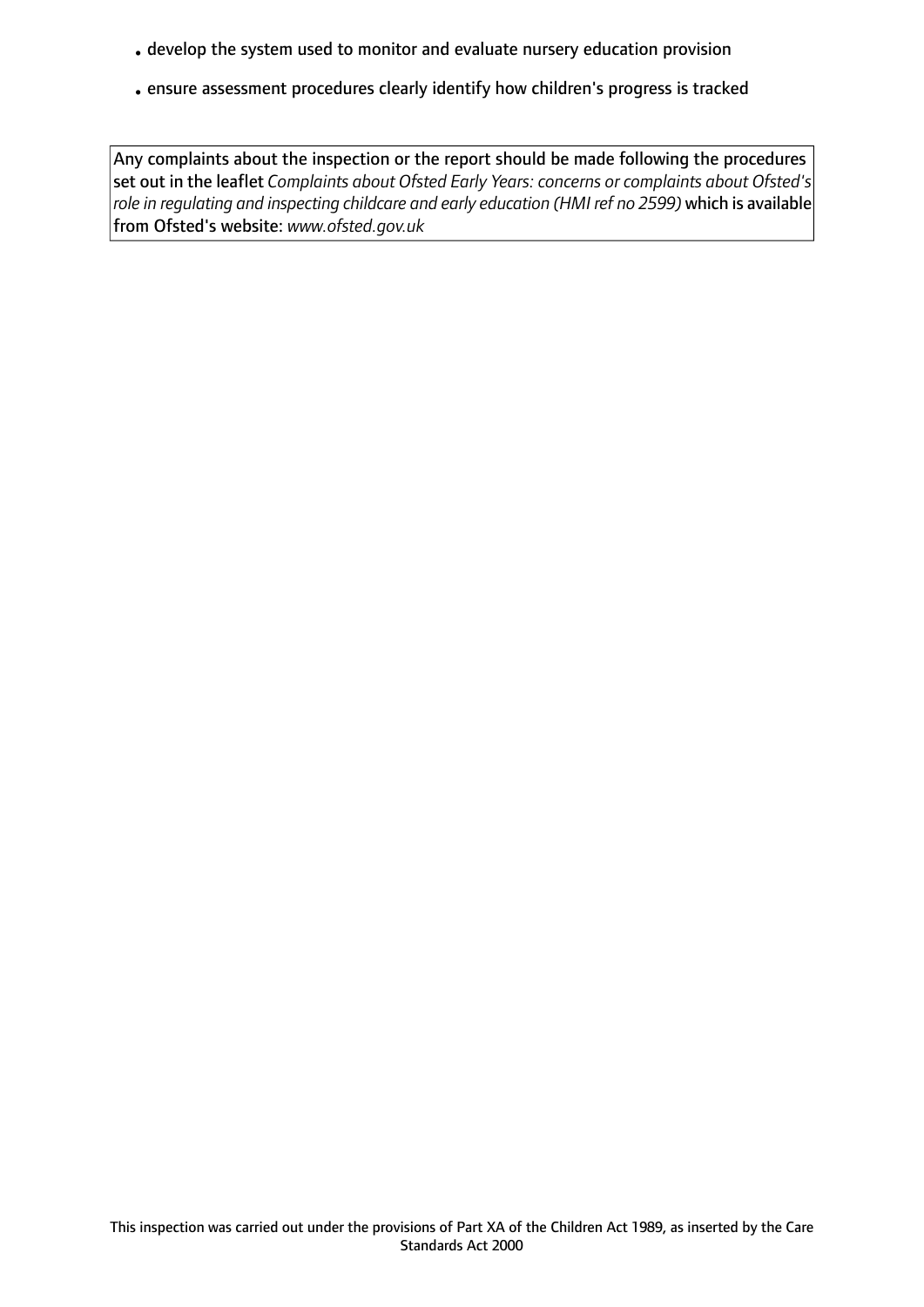- develop the system used to monitor and evaluate nursery education provision
- ensure assessment procedures clearly identify how children's progress is tracked

Any complaints about the inspection or the report should be made following the procedures set out in the leaflet *Complaints about Ofsted Early Years: concerns or complaints about Ofsted's role in regulating and inspecting childcare and early education (HMI ref no 2599)* which is available from Ofsted's website: *www.ofsted.gov.uk*

This inspection was carried out under the provisions of Part XA of the Children Act 1989, as inserted by the Care Standards Act 2000